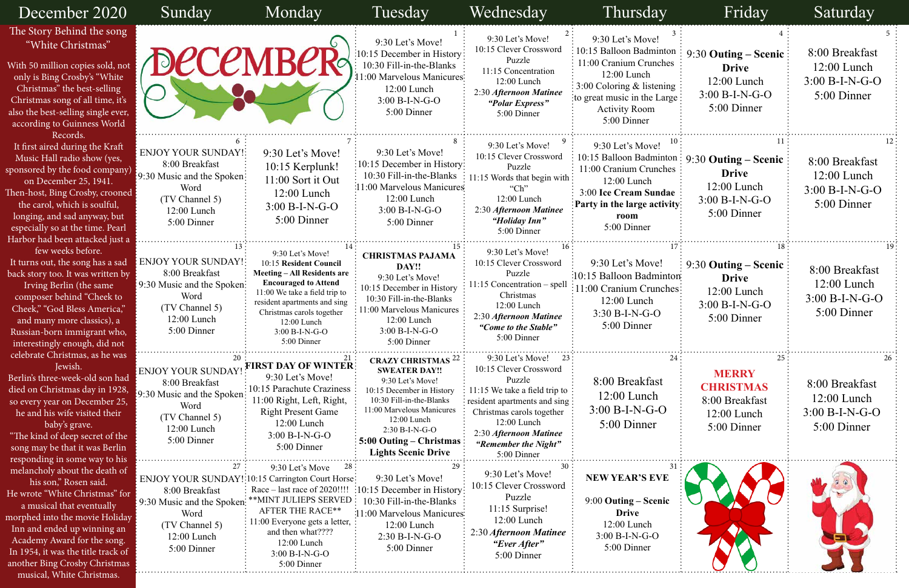# December 2020

## The Story Behind the song "White Christmas"

With 50 million copies sold, not only is Bing Crosby's "White Christmas" the best-selling Christmas song of all time, it's also the best-selling single ever, according to Guinness World Records.

It first aired during the Kraft Music Hall radio show (yes, sponsored by the food company) on December 25, 1941. Then-host, Bing Crosby, crooned the carol, which is soulful, longing, and sad anyway, but especially so at the time. Pearl Harbor had been attacked just a few weeks before.

It turns out, the song has a sad back story too. It was written by Irving Berlin (the same composer behind "Cheek to Cheek," "God Bless America," and many more classics), a Russian-born immigrant who, interestingly enough, did not celebrate Christmas, as he was Jewish.

Berlin's three-week-old son had died on Christmas day in 1928, so every year on December 25, he and his wife visited their baby's grave.

"The kind of deep secret of the song may be that it was Berlin responding in some way to his melancholy about the death of his son," Rosen said.

He wrote "White Christmas" for a musical that eventually morphed into the movie Holiday Inn and ended up winning an Academy Award for the song. In 1954, it was the title track of another Bing Crosby Christmas musical, White Christmas.

| Sunday | Monday | Tuesday | Wednesday | Thursday | Friday | Saturday |
|---|---|---|---|---|---|---|
| DECEMBER | | 1<br>9:30 Let's Move!<br>10:15 December in History<br>10:30 Fill-in-the-Blanks<br>11:00 Marvelous Manicures<br>12:00 Lunch<br>3:00 B-I-N-G-O<br>5:00 Dinner | 2<br>9:30 Let's Move!<br>10:15 Clever Crossword Puzzle<br>11:15 Concentration<br>12:00 Lunch<br>2:30 ***Afternoon Matinee*** ***"Polar Express"***<br>5:00 Dinner | 3<br>9:30 Let's Move!<br>10:15 Balloon Badminton<br>11:00 Cranium Crunches<br>12:00 Lunch<br>3:00 Coloring & listening to great music in the Large Activity Room<br>5:00 Dinner | 4<br>9:30 **Outing – Scenic Drive**<br>12:00 Lunch<br>3:00 B-I-N-G-O<br>5:00 Dinner | 5<br>8:00 Breakfast<br>12:00 Lunch<br>3:00 B-I-N-G-O<br>5:00 Dinner |
| 6<br>ENJOY YOUR SUNDAY!<br>8:00 Breakfast<br>9:30 Music and the Spoken Word<br>(TV Channel 5)<br>12:00 Lunch<br>5:00 Dinner | 7<br>9:30 Let's Move!<br>10:15 Kerplunk!<br>11:00 Sort it Out<br>12:00 Lunch<br>3:00 B-I-N-G-O<br>5:00 Dinner | 8<br>9:30 Let's Move!<br>10:15 December in History<br>10:30 Fill-in-the-Blanks<br>11:00 Marvelous Manicures<br>12:00 Lunch<br>3:00 B-I-N-G-O<br>5:00 Dinner | 9<br>9:30 Let's Move!<br>10:15 Clever Crossword Puzzle<br>11:15 Words that begin with "Ch"<br>12:00 Lunch<br>2:30 ***Afternoon Matinee*** ***"Holiday Inn"***<br>5:00 Dinner | 10<br>9:30 Let's Move!<br>10:15 Balloon Badminton<br>11:00 Cranium Crunches<br>12:00 Lunch<br>3:00 **Ice Cream Sundae Party in the large activity room**<br>5:00 Dinner | 11<br>9:30 **Outing – Scenic Drive**<br>12:00 Lunch<br>3:00 B-I-N-G-O<br>5:00 Dinner | 12<br>8:00 Breakfast<br>12:00 Lunch<br>3:00 B-I-N-G-O<br>5:00 Dinner |
| 13<br>ENJOY YOUR SUNDAY!<br>8:00 Breakfast<br>9:30 Music and the Spoken Word<br>(TV Channel 5)<br>12:00 Lunch<br>5:00 Dinner | 14<br>9:30 Let's Move!<br>10:15 **Resident Council Meeting – All Residents are Encouraged to Attend**<br>11:00 We take a field trip to resident apartments and sing Christmas carols together<br>12:00 Lunch<br>3:00 B-I-N-G-O<br>5:00 Dinner | 15<br>**CHRISTMAS PAJAMA DAY!!**<br>9:30 Let's Move!<br>10:15 December in History<br>10:30 Fill-in-the-Blanks<br>11:00 Marvelous Manicures<br>12:00 Lunch<br>3:00 B-I-N-G-O<br>5:00 Dinner | 16<br>9:30 Let's Move!<br>10:15 Clever Crossword Puzzle<br>11:15 Concentration – spell Christmas<br>12:00 Lunch<br>2:30 ***Afternoon Matinee*** ***"Come to the Stable"***<br>5:00 Dinner | 17<br>9:30 Let's Move!<br>10:15 Balloon Badminton<br>11:00 Cranium Crunches<br>12:00 Lunch<br>3:30 B-I-N-G-O<br>5:00 Dinner | 18<br>9:30 **Outing – Scenic Drive**<br>12:00 Lunch<br>3:00 B-I-N-G-O<br>5:00 Dinner | 19<br>8:00 Breakfast<br>12:00 Lunch<br>3:00 B-I-N-G-O<br>5:00 Dinner |
| 20<br>ENJOY YOUR SUNDAY!<br>8:00 Breakfast<br>9:30 Music and the Spoken Word<br>(TV Channel 5)<br>12:00 Lunch<br>5:00 Dinner | 21<br>**FIRST DAY OF WINTER**<br>9:30 Let's Move!<br>10:15 Parachute Craziness<br>11:00 Right, Left, Right, Right Present Game<br>12:00 Lunch<br>3:00 B-I-N-G-O<br>5:00 Dinner | 22<br>**CRAZY CHRISTMAS SWEATER DAY!!**<br>9:30 Let's Move!<br>10:15 December in History<br>10:30 Fill-in-the-Blanks<br>11:00 Marvelous Manicures<br>12:00 Lunch<br>2:30 B-I-N-G-O<br>**5:00 Outing – Christmas Lights Scenic Drive** | 23<br>9:30 Let's Move!<br>10:15 Clever Crossword Puzzle<br>11:15 We take a field trip to resident apartments and sing Christmas carols together<br>12:00 Lunch<br>2:30 ***Afternoon Matinee*** ***"Remember the Night"***<br>5:00 Dinner | 24<br>8:00 Breakfast<br>12:00 Lunch<br>3:00 B-I-N-G-O<br>5:00 Dinner | 25<br>**MERRY CHRISTMAS**<br>8:00 Breakfast<br>12:00 Lunch<br>5:00 Dinner | 26<br>8:00 Breakfast<br>12:00 Lunch<br>3:00 B-I-N-G-O<br>5:00 Dinner |
| 27<br>ENJOY YOUR SUNDAY!<br>8:00 Breakfast<br>9:30 Music and the Spoken Word<br>(TV Channel 5)<br>12:00 Lunch<br>5:00 Dinner | 28<br>9:30 Let's Move<br>10:15 Carrington Court Horse Race – last race of 2020!!!!<br>**MINT JULIEPS SERVED AFTER THE RACE**<br>11:00 Everyone gets a letter, and then what????<br>12:00 Lunch<br>3:00 B-I-N-G-O<br>5:00 Dinner | 29<br>9:30 Let's Move!<br>10:15 December in History<br>10:30 Fill-in-the-Blanks<br>11:00 Marvelous Manicures<br>12:00 Lunch<br>2:30 B-I-N-G-O<br>5:00 Dinner | 30<br>9:30 Let's Move!<br>10:15 Clever Crossword Puzzle<br>11:15 Surprise!<br>12:00 Lunch<br>2:30 ***Afternoon Matinee*** ***"Ever After"***<br>5:00 Dinner | 31<br>**NEW YEAR'S EVE**<br>9:00 **Outing – Scenic Drive**<br>12:00 Lunch<br>3:00 B-I-N-G-O<br>5:00 Dinner | | |